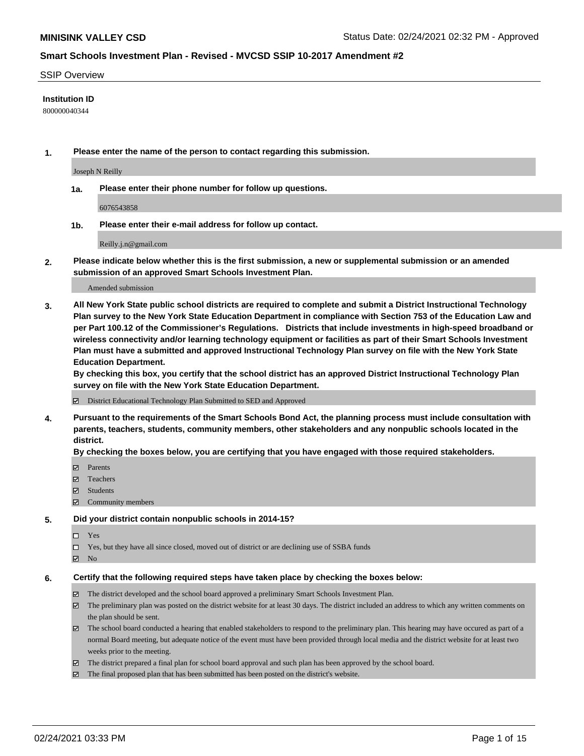**MINISINK VALLEY CSD** Status Date: 02/24/2021 02:32 PM - Approved

**Smart Schools Investment Plan - Revised - MVCSD SSIP 10-2017 Amendment #2**

SSIP Overview

**Institution ID**

800000040344

**1. Please enter the name of the person to contact regarding this submission.**

Joseph N Reilly

**1a. Please enter their phone number for follow up questions.**

6076543858

**1b. Please enter their e-mail address for follow up contact.**

Reilly.j.n@gmail.com

**2. Please indicate below whether this is the first submission, a new or supplemental submission or an amended submission of an approved Smart Schools Investment Plan.**

Amended submission

**3. All New York State public school districts are required to complete and submit a District Instructional Technology Plan survey to the New York State Education Department in compliance with Section 753 of the Education Law and per Part 100.12 of the Commissioner's Regulations. Districts that include investments in high-speed broadband or wireless connectivity and/or learning technology equipment or facilities as part of their Smart Schools Investment Plan must have a submitted and approved Instructional Technology Plan survey on file with the New York State Education Department.**
**By checking this box, you certify that the school district has an approved District Instructional Technology Plan survey on file with the New York State Education Department.**

☑ District Educational Technology Plan Submitted to SED and Approved

**4. Pursuant to the requirements of the Smart Schools Bond Act, the planning process must include consultation with parents, teachers, students, community members, other stakeholders and any nonpublic schools located in the district.**
**By checking the boxes below, you are certifying that you have engaged with those required stakeholders.**

☑ Parents
☑ Teachers
☑ Students
☑ Community members

**5. Did your district contain nonpublic schools in 2014-15?**

☐ Yes
☐ Yes, but they have all since closed, moved out of district or are declining use of SSBA funds
☑ No

**6. Certify that the following required steps have taken place by checking the boxes below:**

☑ The district developed and the school board approved a preliminary Smart Schools Investment Plan.
☑ The preliminary plan was posted on the district website for at least 30 days. The district included an address to which any written comments on the plan should be sent.
☑ The school board conducted a hearing that enabled stakeholders to respond to the preliminary plan. This hearing may have occured as part of a normal Board meeting, but adequate notice of the event must have been provided through local media and the district website for at least two weeks prior to the meeting.
☑ The district prepared a final plan for school board approval and such plan has been approved by the school board.
☑ The final proposed plan that has been submitted has been posted on the district's website.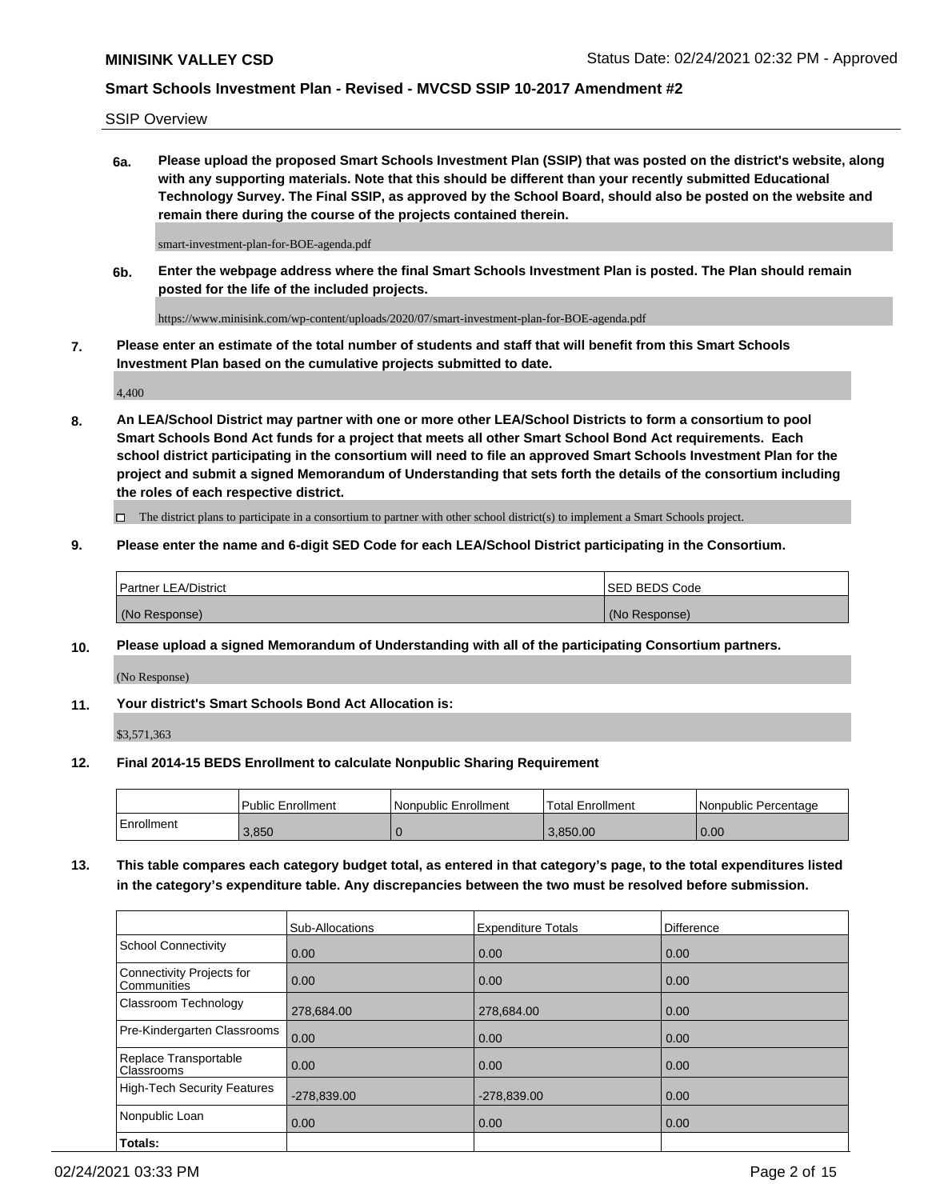SSIP Overview

**6a. Please upload the proposed Smart Schools Investment Plan (SSIP) that was posted on the district's website, along with any supporting materials. Note that this should be different than your recently submitted Educational Technology Survey. The Final SSIP, as approved by the School Board, should also be posted on the website and remain there during the course of the projects contained therein.**

smart-investment-plan-for-BOE-agenda.pdf

**6b. Enter the webpage address where the final Smart Schools Investment Plan is posted. The Plan should remain posted for the life of the included projects.**

https://www.minisink.com/wp-content/uploads/2020/07/smart-investment-plan-for-BOE-agenda.pdf

**7. Please enter an estimate of the total number of students and staff that will benefit from this Smart Schools Investment Plan based on the cumulative projects submitted to date.**

4,400

**8. An LEA/School District may partner with one or more other LEA/School Districts to form a consortium to pool Smart Schools Bond Act funds for a project that meets all other Smart School Bond Act requirements. Each school district participating in the consortium will need to file an approved Smart Schools Investment Plan for the project and submit a signed Memorandum of Understanding that sets forth the details of the consortium including the roles of each respective district.**

☐ The district plans to participate in a consortium to partner with other school district(s) to implement a Smart Schools project.

**9. Please enter the name and 6-digit SED Code for each LEA/School District participating in the Consortium.**

| Partner LEA/District | SED BEDS Code |
|---|---|
| (No Response) | (No Response) |

**10. Please upload a signed Memorandum of Understanding with all of the participating Consortium partners.**

(No Response)

**11. Your district's Smart Schools Bond Act Allocation is:**

$3,571,363

**12. Final 2014-15 BEDS Enrollment to calculate Nonpublic Sharing Requirement**

| | Public Enrollment | Nonpublic Enrollment | Total Enrollment | Nonpublic Percentage |
|---|---|---|---|---|
| Enrollment | 3,850 | 0 | 3,850.00 | 0.00 |

**13. This table compares each category budget total, as entered in that category's page, to the total expenditures listed in the category's expenditure table. Any discrepancies between the two must be resolved before submission.**

| | Sub-Allocations | Expenditure Totals | Difference |
|---|---|---|---|
| School Connectivity | 0.00 | 0.00 | 0.00 |
| Connectivity Projects for Communities | 0.00 | 0.00 | 0.00 |
| Classroom Technology | 278,684.00 | 278,684.00 | 0.00 |
| Pre-Kindergarten Classrooms | 0.00 | 0.00 | 0.00 |
| Replace Transportable Classrooms | 0.00 | 0.00 | 0.00 |
| High-Tech Security Features | -278,839.00 | -278,839.00 | 0.00 |
| Nonpublic Loan | 0.00 | 0.00 | 0.00 |
| **Totals:** | | | |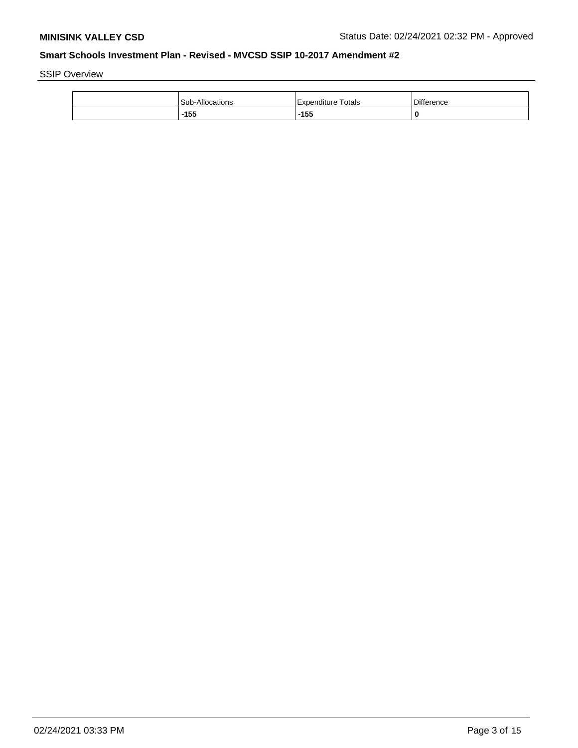SSIP Overview

|  | Sub-Allocations | Expenditure Totals | Difference |
| --- | --- | --- | --- |
|  | **-155** | **-155** | **0** |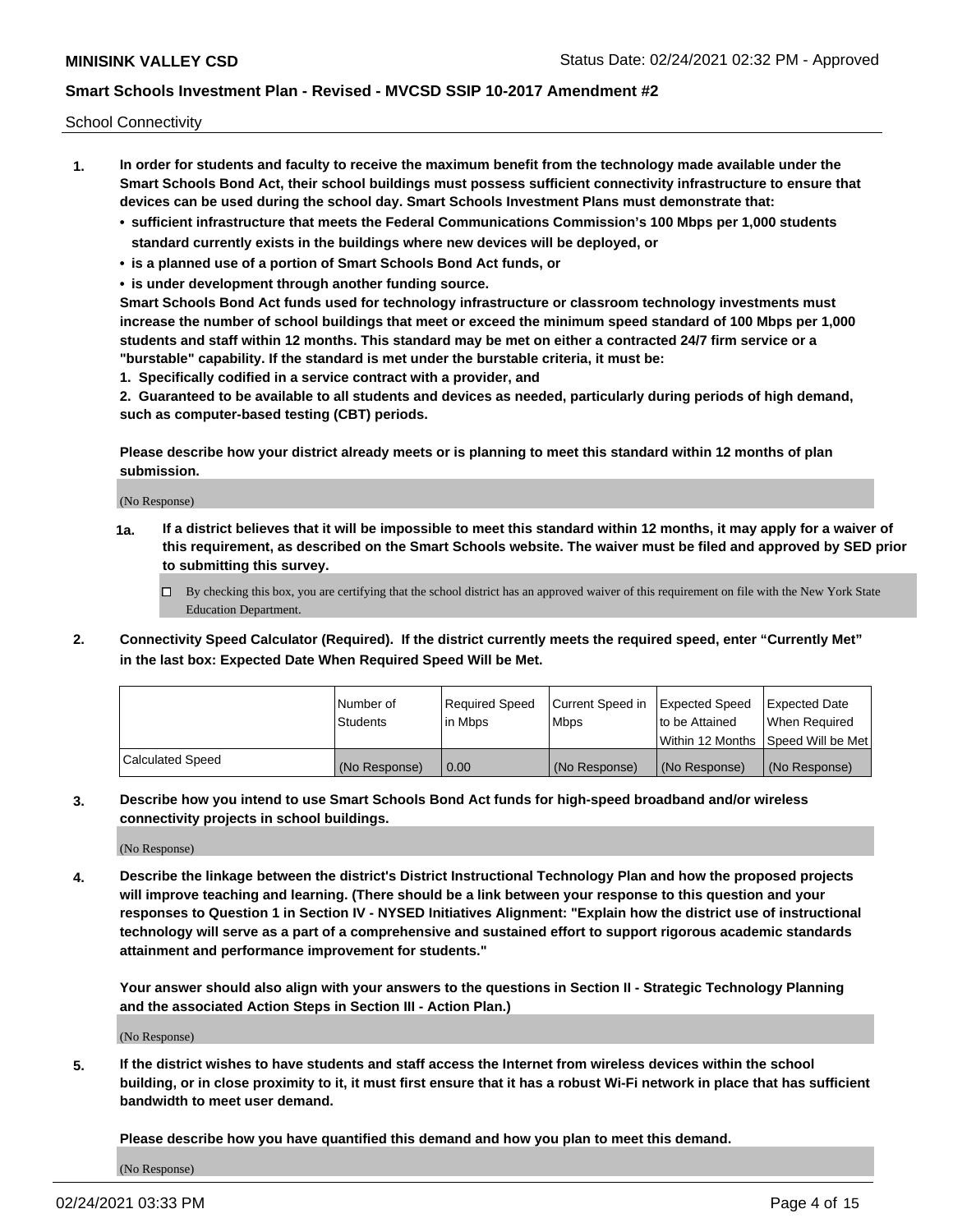School Connectivity

1. **In order for students and faculty to receive the maximum benefit from the technology made available under the Smart Schools Bond Act, their school buildings must possess sufficient connectivity infrastructure to ensure that devices can be used during the school day. Smart Schools Investment Plans must demonstrate that:**
   - **sufficient infrastructure that meets the Federal Communications Commission's 100 Mbps per 1,000 students standard currently exists in the buildings where new devices will be deployed, or**
   - **is a planned use of a portion of Smart Schools Bond Act funds, or**
   - **is under development through another funding source.**

   **Smart Schools Bond Act funds used for technology infrastructure or classroom technology investments must increase the number of school buildings that meet or exceed the minimum speed standard of 100 Mbps per 1,000 students and staff within 12 months. This standard may be met on either a contracted 24/7 firm service or a "burstable" capability. If the standard is met under the burstable criteria, it must be:**

   **1. Specifically codified in a service contract with a provider, and**

   **2. Guaranteed to be available to all students and devices as needed, particularly during periods of high demand, such as computer-based testing (CBT) periods.**

   **Please describe how your district already meets or is planning to meet this standard within 12 months of plan submission.**

   (No Response)

   **1a. If a district believes that it will be impossible to meet this standard within 12 months, it may apply for a waiver of this requirement, as described on the Smart Schools website. The waiver must be filed and approved by SED prior to submitting this survey.**

   ☐ By checking this box, you are certifying that the school district has an approved waiver of this requirement on file with the New York State Education Department.

2. **Connectivity Speed Calculator (Required). If the district currently meets the required speed, enter "Currently Met" in the last box: Expected Date When Required Speed Will be Met.**

| | Number of Students | Required Speed in Mbps | Current Speed in Mbps | Expected Speed to be Attained Within 12 Months | Expected Date When Required Speed Will be Met |
|---|---|---|---|---|---|
| Calculated Speed | (No Response) | 0.00 | (No Response) | (No Response) | (No Response) |

3. **Describe how you intend to use Smart Schools Bond Act funds for high-speed broadband and/or wireless connectivity projects in school buildings.**

   (No Response)

4. **Describe the linkage between the district's District Instructional Technology Plan and how the proposed projects will improve teaching and learning. (There should be a link between your response to this question and your responses to Question 1 in Section IV - NYSED Initiatives Alignment: "Explain how the district use of instructional technology will serve as a part of a comprehensive and sustained effort to support rigorous academic standards attainment and performance improvement for students."**

   **Your answer should also align with your answers to the questions in Section II - Strategic Technology Planning and the associated Action Steps in Section III - Action Plan.)**

   (No Response)

5. **If the district wishes to have students and staff access the Internet from wireless devices within the school building, or in close proximity to it, it must first ensure that it has a robust Wi-Fi network in place that has sufficient bandwidth to meet user demand.**

   **Please describe how you have quantified this demand and how you plan to meet this demand.**

   (No Response)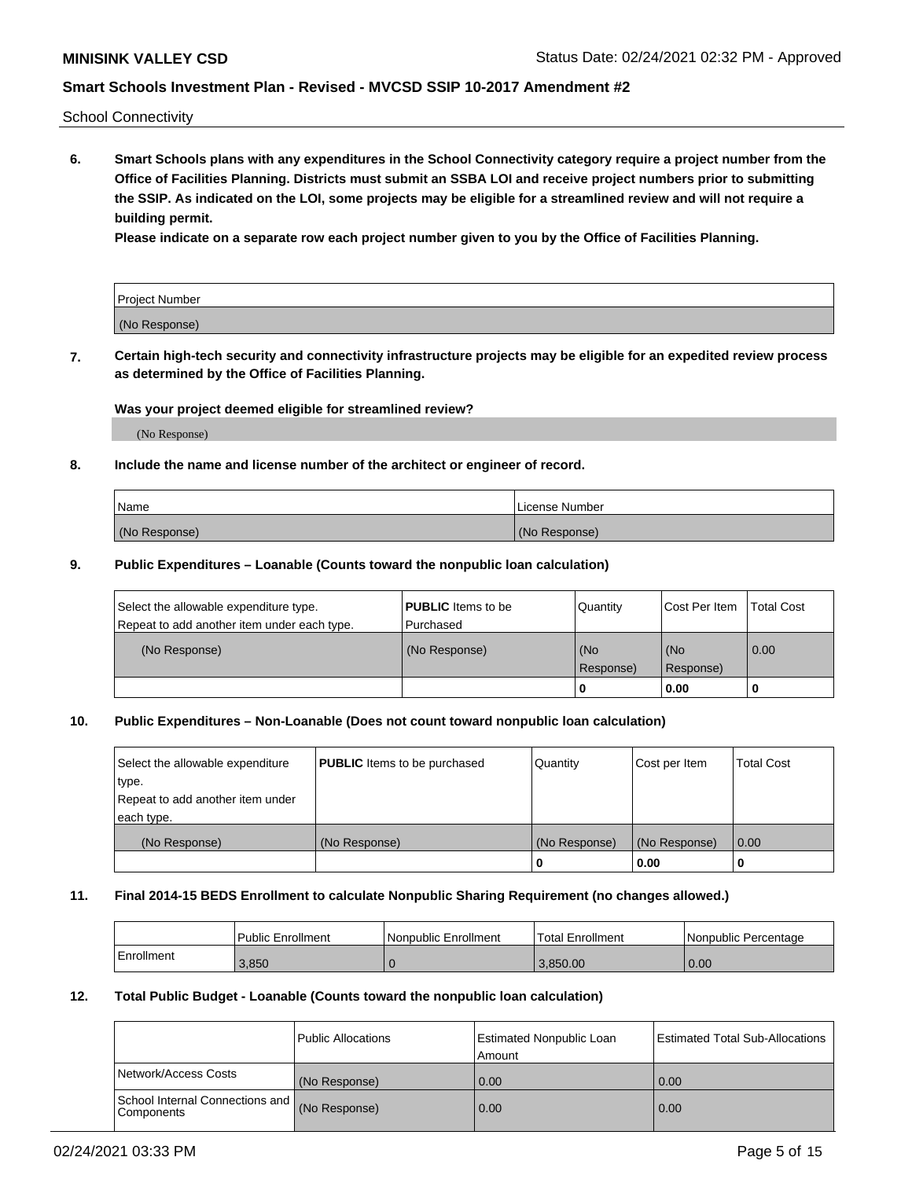School Connectivity

**6. Smart Schools plans with any expenditures in the School Connectivity category require a project number from the Office of Facilities Planning. Districts must submit an SSBA LOI and receive project numbers prior to submitting the SSIP. As indicated on the LOI, some projects may be eligible for a streamlined review and will not require a building permit.**

**Please indicate on a separate row each project number given to you by the Office of Facilities Planning.**

| Project Number |
|---|
| (No Response) |

**7. Certain high-tech security and connectivity infrastructure projects may be eligible for an expedited review process as determined by the Office of Facilities Planning.**

**Was your project deemed eligible for streamlined review?**

(No Response)

**8. Include the name and license number of the architect or engineer of record.**

| Name | License Number |
|---|---|
| (No Response) | (No Response) |

**9. Public Expenditures – Loanable (Counts toward the nonpublic loan calculation)**

| Select the allowable expenditure type. Repeat to add another item under each type. | **PUBLIC** Items to be Purchased | Quantity | Cost Per Item | Total Cost |
|---|---|---|---|---|
| (No Response) | (No Response) | (No Response) | (No Response) | 0.00 |
| | | 0 | 0.00 | 0 |

**10. Public Expenditures – Non-Loanable (Does not count toward nonpublic loan calculation)**

| Select the allowable expenditure type. Repeat to add another item under each type. | **PUBLIC** Items to be purchased | Quantity | Cost per Item | Total Cost |
|---|---|---|---|---|
| (No Response) | (No Response) | (No Response) | (No Response) | 0.00 |
| | | 0 | 0.00 | 0 |

**11. Final 2014-15 BEDS Enrollment to calculate Nonpublic Sharing Requirement (no changes allowed.)**

| | Public Enrollment | Nonpublic Enrollment | Total Enrollment | Nonpublic Percentage |
|---|---|---|---|---|
| Enrollment | 3,850 | 0 | 3,850.00 | 0.00 |

**12. Total Public Budget - Loanable (Counts toward the nonpublic loan calculation)**

| | Public Allocations | Estimated Nonpublic Loan Amount | Estimated Total Sub-Allocations |
|---|---|---|---|
| Network/Access Costs | (No Response) | 0.00 | 0.00 |
| School Internal Connections and Components | (No Response) | 0.00 | 0.00 |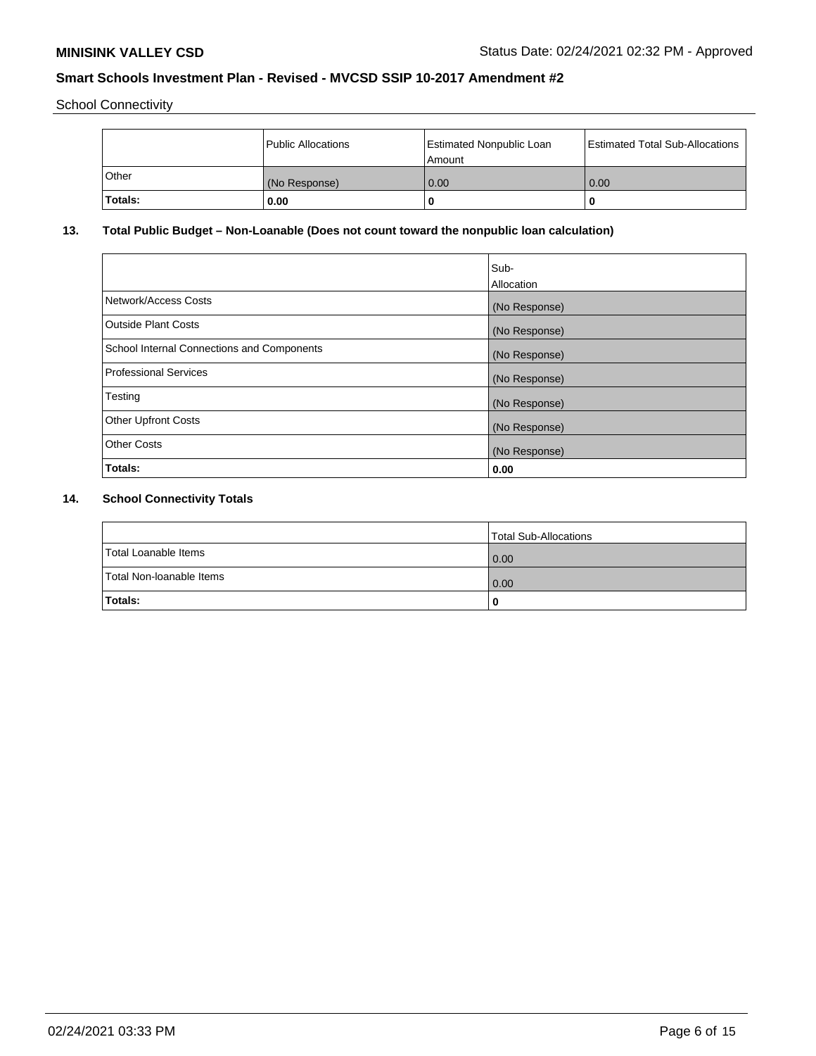School Connectivity

| | Public Allocations | Estimated Nonpublic Loan Amount | Estimated Total Sub-Allocations |
|---|---|---|---|
| Other | (No Response) | 0.00 | 0.00 |
| **Totals:** | **0.00** | **0** | **0** |

## 13. Total Public Budget – Non-Loanable (Does not count toward the nonpublic loan calculation)

| | Sub-Allocation |
|---|---|
| Network/Access Costs | (No Response) |
| Outside Plant Costs | (No Response) |
| School Internal Connections and Components | (No Response) |
| Professional Services | (No Response) |
| Testing | (No Response) |
| Other Upfront Costs | (No Response) |
| Other Costs | (No Response) |
| **Totals:** | **0.00** |

## 14. School Connectivity Totals

| | Total Sub-Allocations |
|---|---|
| Total Loanable Items | 0.00 |
| Total Non-loanable Items | 0.00 |
| **Totals:** | **0** |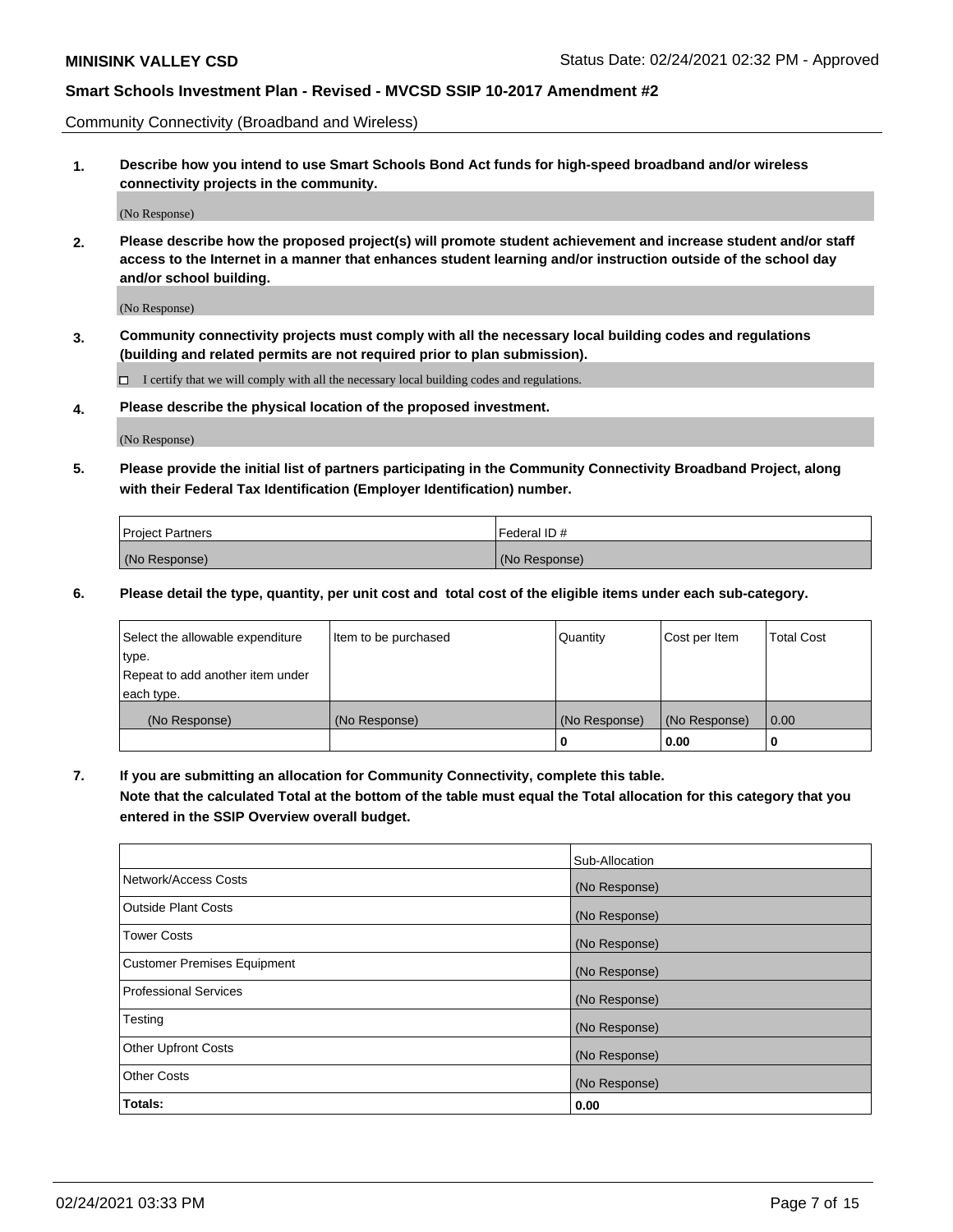Community Connectivity (Broadband and Wireless)

**1. Describe how you intend to use Smart Schools Bond Act funds for high-speed broadband and/or wireless connectivity projects in the community.**

(No Response)

**2. Please describe how the proposed project(s) will promote student achievement and increase student and/or staff access to the Internet in a manner that enhances student learning and/or instruction outside of the school day and/or school building.**

(No Response)

**3. Community connectivity projects must comply with all the necessary local building codes and regulations (building and related permits are not required prior to plan submission).**

☐ I certify that we will comply with all the necessary local building codes and regulations.

**4. Please describe the physical location of the proposed investment.**

(No Response)

**5. Please provide the initial list of partners participating in the Community Connectivity Broadband Project, along with their Federal Tax Identification (Employer Identification) number.**

| Project Partners | Federal ID # |
| --- | --- |
| (No Response) | (No Response) |

**6. Please detail the type, quantity, per unit cost and total cost of the eligible items under each sub-category.**

| Select the allowable expenditure type. Repeat to add another item under each type. | Item to be purchased | Quantity | Cost per Item | Total Cost |
| --- | --- | --- | --- | --- |
| (No Response) | (No Response) | (No Response) | (No Response) | 0.00 |
| | | 0 | 0.00 | 0 |

**7. If you are submitting an allocation for Community Connectivity, complete this table. Note that the calculated Total at the bottom of the table must equal the Total allocation for this category that you entered in the SSIP Overview overall budget.**

| | Sub-Allocation |
| --- | --- |
| Network/Access Costs | (No Response) |
| Outside Plant Costs | (No Response) |
| Tower Costs | (No Response) |
| Customer Premises Equipment | (No Response) |
| Professional Services | (No Response) |
| Testing | (No Response) |
| Other Upfront Costs | (No Response) |
| Other Costs | (No Response) |
| **Totals:** | **0.00** |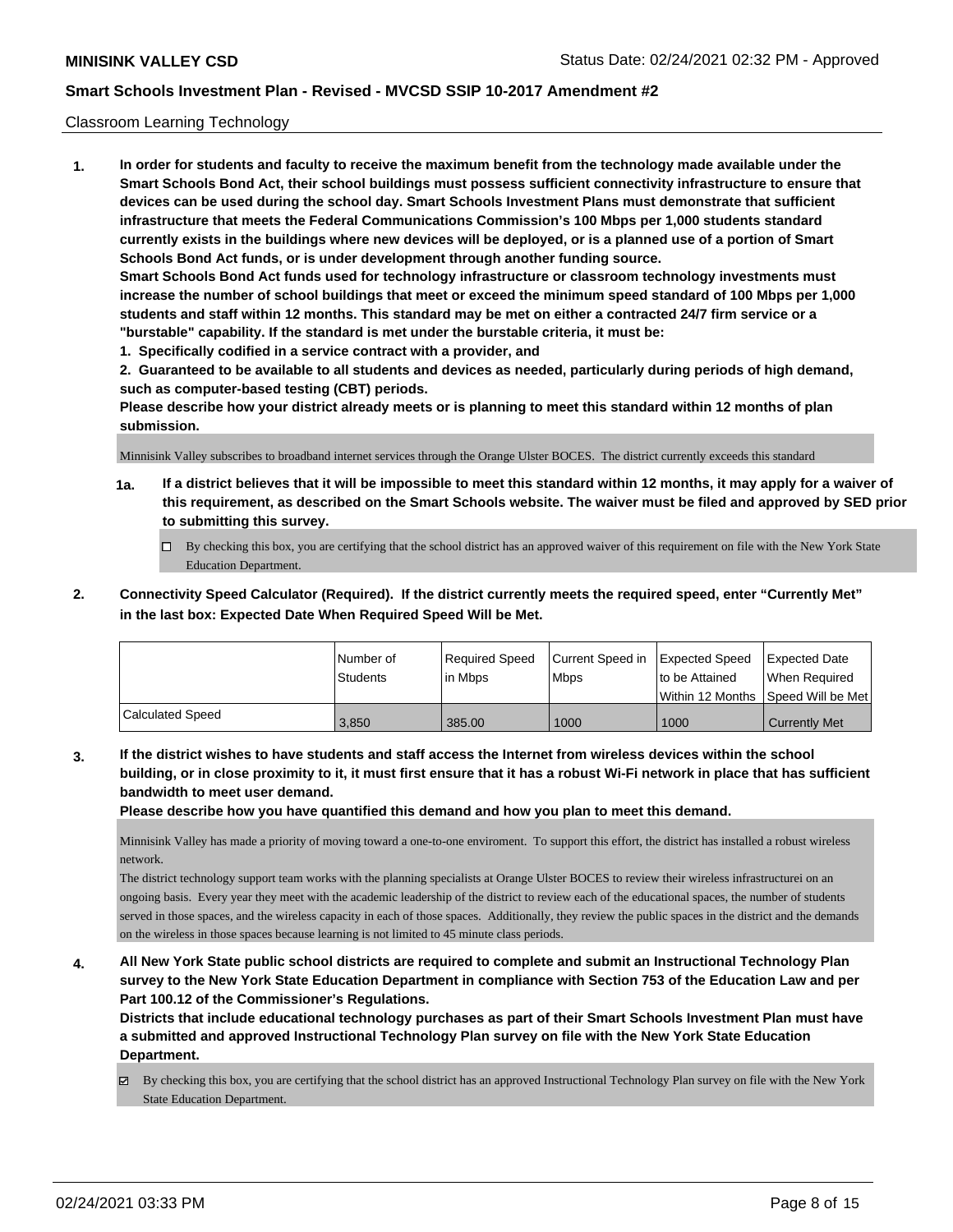## Classroom Learning Technology

**1. In order for students and faculty to receive the maximum benefit from the technology made available under the Smart Schools Bond Act, their school buildings must possess sufficient connectivity infrastructure to ensure that devices can be used during the school day. Smart Schools Investment Plans must demonstrate that sufficient infrastructure that meets the Federal Communications Commission's 100 Mbps per 1,000 students standard currently exists in the buildings where new devices will be deployed, or is a planned use of a portion of Smart Schools Bond Act funds, or is under development through another funding source.**

**Smart Schools Bond Act funds used for technology infrastructure or classroom technology investments must increase the number of school buildings that meet or exceed the minimum speed standard of 100 Mbps per 1,000 students and staff within 12 months. This standard may be met on either a contracted 24/7 firm service or a "burstable" capability. If the standard is met under the burstable criteria, it must be:**

**1. Specifically codified in a service contract with a provider, and**

**2. Guaranteed to be available to all students and devices as needed, particularly during periods of high demand, such as computer-based testing (CBT) periods.**

**Please describe how your district already meets or is planning to meet this standard within 12 months of plan submission.**

Minnisink Valley subscribes to broadband internet services through the Orange Ulster BOCES. The district currently exceeds this standard

**1a. If a district believes that it will be impossible to meet this standard within 12 months, it may apply for a waiver of this requirement, as described on the Smart Schools website. The waiver must be filed and approved by SED prior to submitting this survey.**

☐ By checking this box, you are certifying that the school district has an approved waiver of this requirement on file with the New York State Education Department.

**2. Connectivity Speed Calculator (Required). If the district currently meets the required speed, enter "Currently Met" in the last box: Expected Date When Required Speed Will be Met.**

| | Number of Students | Required Speed in Mbps | Current Speed in Mbps | Expected Speed to be Attained Within 12 Months | Expected Date When Required Speed Will be Met |
|---|---|---|---|---|---|
| Calculated Speed | 3,850 | 385.00 | 1000 | 1000 | Currently Met |

**3. If the district wishes to have students and staff access the Internet from wireless devices within the school building, or in close proximity to it, it must first ensure that it has a robust Wi-Fi network in place that has sufficient bandwidth to meet user demand.**

**Please describe how you have quantified this demand and how you plan to meet this demand.**

Minnisink Valley has made a priority of moving toward a one-to-one enviroment. To support this effort, the district has installed a robust wireless network.

The district technology support team works with the planning specialists at Orange Ulster BOCES to review their wireless infrastructurei on an ongoing basis. Every year they meet with the academic leadership of the district to review each of the educational spaces, the number of students served in those spaces, and the wireless capacity in each of those spaces. Additionally, they review the public spaces in the district and the demands on the wireless in those spaces because learning is not limited to 45 minute class periods.

**4. All New York State public school districts are required to complete and submit an Instructional Technology Plan survey to the New York State Education Department in compliance with Section 753 of the Education Law and per Part 100.12 of the Commissioner's Regulations.**

**Districts that include educational technology purchases as part of their Smart Schools Investment Plan must have a submitted and approved Instructional Technology Plan survey on file with the New York State Education Department.**

☑ By checking this box, you are certifying that the school district has an approved Instructional Technology Plan survey on file with the New York State Education Department.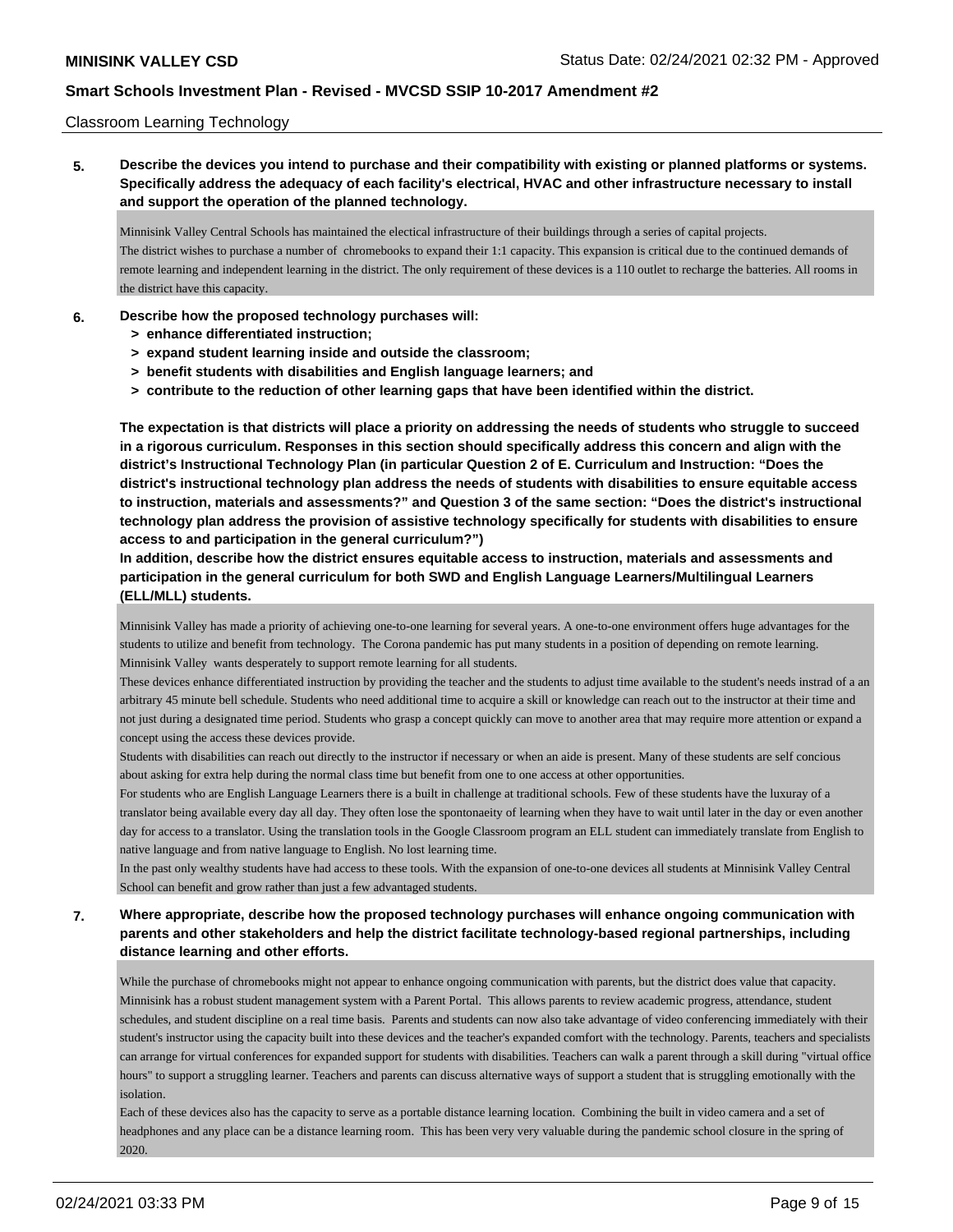Classroom Learning Technology

**5. Describe the devices you intend to purchase and their compatibility with existing or planned platforms or systems. Specifically address the adequacy of each facility's electrical, HVAC and other infrastructure necessary to install and support the operation of the planned technology.**

Minnisink Valley Central Schools has maintained the electical infrastructure of their buildings through a series of capital projects.
The district wishes to purchase a number of chromebooks to expand their 1:1 capacity. This expansion is critical due to the continued demands of remote learning and independent learning in the district. The only requirement of these devices is a 110 outlet to recharge the batteries. All rooms in the district have this capacity.

**6. Describe how the proposed technology purchases will:**
- **> enhance differentiated instruction;**
- **> expand student learning inside and outside the classroom;**
- **> benefit students with disabilities and English language learners; and**
- **> contribute to the reduction of other learning gaps that have been identified within the district.**

**The expectation is that districts will place a priority on addressing the needs of students who struggle to succeed in a rigorous curriculum. Responses in this section should specifically address this concern and align with the district's Instructional Technology Plan (in particular Question 2 of E. Curriculum and Instruction: "Does the district's instructional technology plan address the needs of students with disabilities to ensure equitable access to instruction, materials and assessments?" and Question 3 of the same section: "Does the district's instructional technology plan address the provision of assistive technology specifically for students with disabilities to ensure access to and participation in the general curriculum?")**
**In addition, describe how the district ensures equitable access to instruction, materials and assessments and participation in the general curriculum for both SWD and English Language Learners/Multilingual Learners (ELL/MLL) students.**

Minnisink Valley has made a priority of achieving one-to-one learning for several years. A one-to-one environment offers huge advantages for the students to utilize and benefit from technology. The Corona pandemic has put many students in a position of depending on remote learning. Minnisink Valley wants desperately to support remote learning for all students.
These devices enhance differentiated instruction by providing the teacher and the students to adjust time available to the student's needs instrad of a an arbitrary 45 minute bell schedule. Students who need additional time to acquire a skill or knowledge can reach out to the instructor at their time and not just during a designated time period. Students who grasp a concept quickly can move to another area that may require more attention or expand a concept using the access these devices provide.
Students with disabilities can reach out directly to the instructor if necessary or when an aide is present. Many of these students are self concious about asking for extra help during the normal class time but benefit from one to one access at other opportunities.
For students who are English Language Learners there is a built in challenge at traditional schools. Few of these students have the luxuray of a translator being available every day all day. They often lose the spontonaeity of learning when they have to wait until later in the day or even another day for access to a translator. Using the translation tools in the Google Classroom program an ELL student can immediately translate from English to native language and from native language to English. No lost learning time.
In the past only wealthy students have had access to these tools. With the expansion of one-to-one devices all students at Minnisink Valley Central School can benefit and grow rather than just a few advantaged students.

**7. Where appropriate, describe how the proposed technology purchases will enhance ongoing communication with parents and other stakeholders and help the district facilitate technology-based regional partnerships, including distance learning and other efforts.**

While the purchase of chromebooks might not appear to enhance ongoing communication with parents, but the district does value that capacity. Minnisink has a robust student management system with a Parent Portal. This allows parents to review academic progress, attendance, student schedules, and student discipline on a real time basis. Parents and students can now also take advantage of video conferencing immediately with their student's instructor using the capacity built into these devices and the teacher's expanded comfort with the technology. Parents, teachers and specialists can arrange for virtual conferences for expanded support for students with disabilities. Teachers can walk a parent through a skill during "virtual office hours" to support a struggling learner. Teachers and parents can discuss alternative ways of support a student that is struggling emotionally with the isolation.
Each of these devices also has the capacity to serve as a portable distance learning location. Combining the built in video camera and a set of headphones and any place can be a distance learning room. This has been very very valuable during the pandemic school closure in the spring of 2020.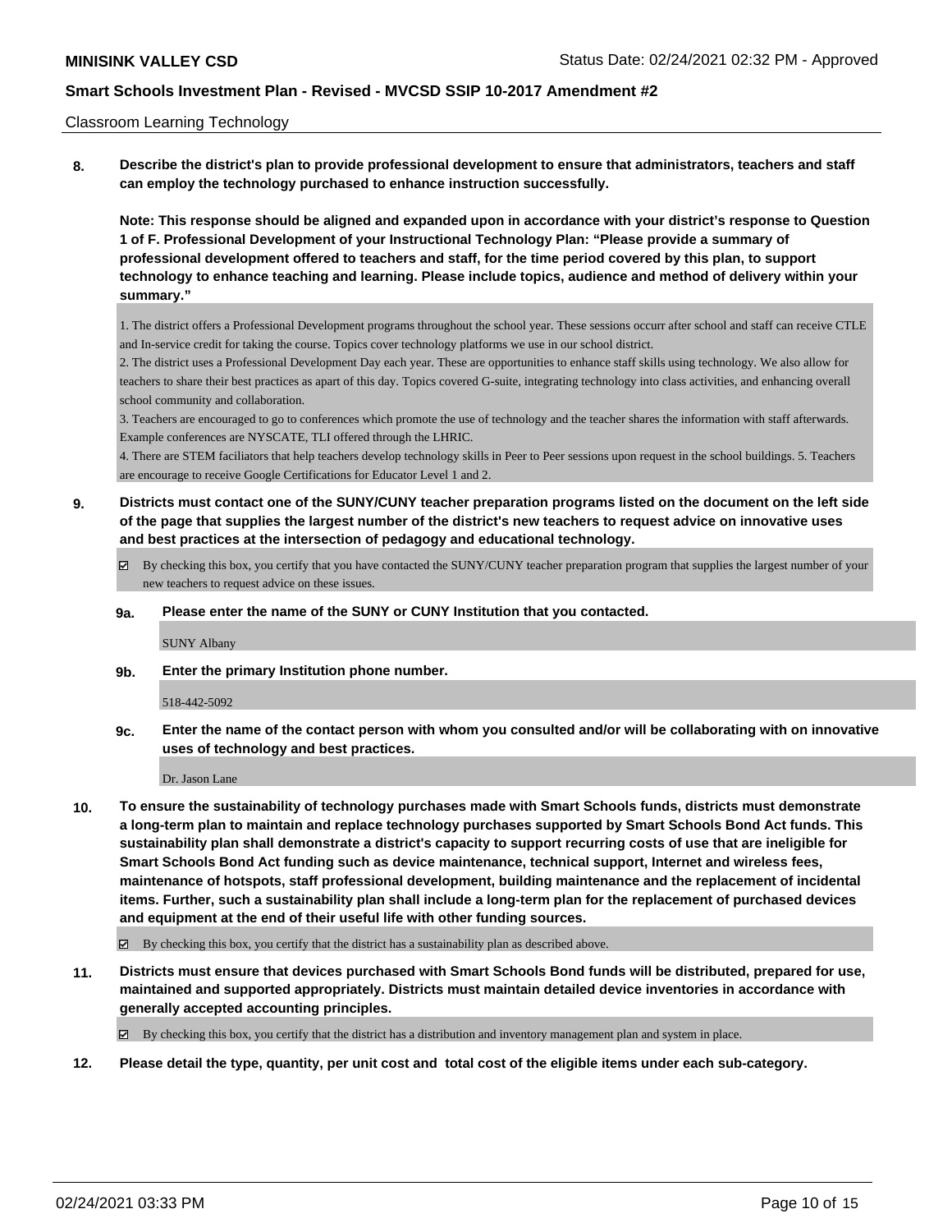Classroom Learning Technology

**8. Describe the district's plan to provide professional development to ensure that administrators, teachers and staff can employ the technology purchased to enhance instruction successfully.**

**Note: This response should be aligned and expanded upon in accordance with your district's response to Question 1 of F. Professional Development of your Instructional Technology Plan: "Please provide a summary of professional development offered to teachers and staff, for the time period covered by this plan, to support technology to enhance teaching and learning. Please include topics, audience and method of delivery within your summary."**

1. The district offers a Professional Development programs throughout the school year. These sessions occurr after school and staff can receive CTLE and In-service credit for taking the course. Topics cover technology platforms we use in our school district.
2. The district uses a Professional Development Day each year. These are opportunities to enhance staff skills using technology. We also allow for teachers to share their best practices as apart of this day. Topics covered G-suite, integrating technology into class activities, and enhancing overall school community and collaboration.
3. Teachers are encouraged to go to conferences which promote the use of technology and the teacher shares the information with staff afterwards. Example conferences are NYSCATE, TLI offered through the LHRIC.
4. There are STEM faciliators that help teachers develop technology skills in Peer to Peer sessions upon request in the school buildings. 5. Teachers are encourage to receive Google Certifications for Educator Level 1 and 2.

**9. Districts must contact one of the SUNY/CUNY teacher preparation programs listed on the document on the left side of the page that supplies the largest number of the district's new teachers to request advice on innovative uses and best practices at the intersection of pedagogy and educational technology.**

☑ By checking this box, you certify that you have contacted the SUNY/CUNY teacher preparation program that supplies the largest number of your new teachers to request advice on these issues.

**9a. Please enter the name of the SUNY or CUNY Institution that you contacted.**

SUNY Albany

**9b. Enter the primary Institution phone number.**

518-442-5092

**9c. Enter the name of the contact person with whom you consulted and/or will be collaborating with on innovative uses of technology and best practices.**

Dr. Jason Lane

**10. To ensure the sustainability of technology purchases made with Smart Schools funds, districts must demonstrate a long-term plan to maintain and replace technology purchases supported by Smart Schools Bond Act funds. This sustainability plan shall demonstrate a district's capacity to support recurring costs of use that are ineligible for Smart Schools Bond Act funding such as device maintenance, technical support, Internet and wireless fees, maintenance of hotspots, staff professional development, building maintenance and the replacement of incidental items. Further, such a sustainability plan shall include a long-term plan for the replacement of purchased devices and equipment at the end of their useful life with other funding sources.**

☑ By checking this box, you certify that the district has a sustainability plan as described above.

**11. Districts must ensure that devices purchased with Smart Schools Bond funds will be distributed, prepared for use, maintained and supported appropriately. Districts must maintain detailed device inventories in accordance with generally accepted accounting principles.**

☑ By checking this box, you certify that the district has a distribution and inventory management plan and system in place.

**12. Please detail the type, quantity, per unit cost and total cost of the eligible items under each sub-category.**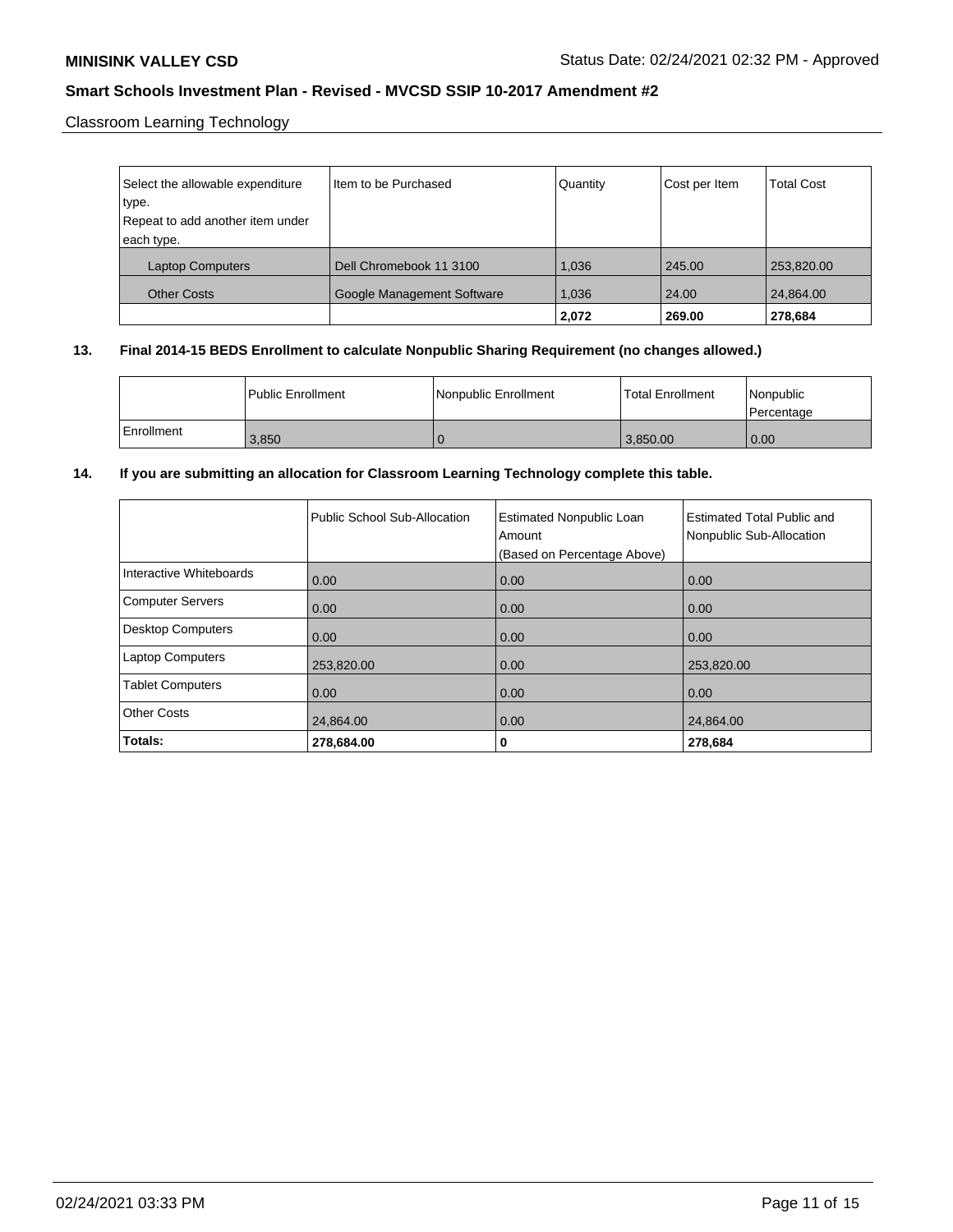Classroom Learning Technology

| Select the allowable expenditure type. Repeat to add another item under each type. | Item to be Purchased | Quantity | Cost per Item | Total Cost |
|---|---|---|---|---|
| Laptop Computers | Dell Chromebook 11 3100 | 1,036 | 245.00 | 253,820.00 |
| Other Costs | Google Management Software | 1,036 | 24.00 | 24,864.00 |
| | | **2,072** | **269.00** | **278,684** |

**13. Final 2014-15 BEDS Enrollment to calculate Nonpublic Sharing Requirement (no changes allowed.)**

| | Public Enrollment | Nonpublic Enrollment | Total Enrollment | Nonpublic Percentage |
|---|---|---|---|---|
| Enrollment | 3,850 | 0 | 3,850.00 | 0.00 |

**14. If you are submitting an allocation for Classroom Learning Technology complete this table.**

| | Public School Sub-Allocation | Estimated Nonpublic Loan Amount (Based on Percentage Above) | Estimated Total Public and Nonpublic Sub-Allocation |
|---|---|---|---|
| Interactive Whiteboards | 0.00 | 0.00 | 0.00 |
| Computer Servers | 0.00 | 0.00 | 0.00 |
| Desktop Computers | 0.00 | 0.00 | 0.00 |
| Laptop Computers | 253,820.00 | 0.00 | 253,820.00 |
| Tablet Computers | 0.00 | 0.00 | 0.00 |
| Other Costs | 24,864.00 | 0.00 | 24,864.00 |
| **Totals:** | **278,684.00** | **0** | **278,684** |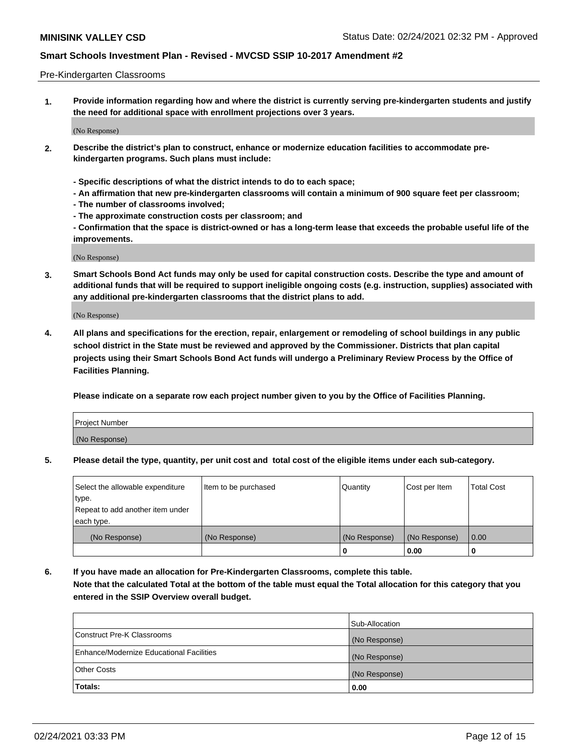Pre-Kindergarten Classrooms

**1. Provide information regarding how and where the district is currently serving pre-kindergarten students and justify the need for additional space with enrollment projections over 3 years.**

(No Response)

**2. Describe the district's plan to construct, enhance or modernize education facilities to accommodate pre-kindergarten programs. Such plans must include:**

**- Specific descriptions of what the district intends to do to each space;**
**- An affirmation that new pre-kindergarten classrooms will contain a minimum of 900 square feet per classroom;**
**- The number of classrooms involved;**
**- The approximate construction costs per classroom; and**
**- Confirmation that the space is district-owned or has a long-term lease that exceeds the probable useful life of the improvements.**

(No Response)

**3. Smart Schools Bond Act funds may only be used for capital construction costs. Describe the type and amount of additional funds that will be required to support ineligible ongoing costs (e.g. instruction, supplies) associated with any additional pre-kindergarten classrooms that the district plans to add.**

(No Response)

**4. All plans and specifications for the erection, repair, enlargement or remodeling of school buildings in any public school district in the State must be reviewed and approved by the Commissioner. Districts that plan capital projects using their Smart Schools Bond Act funds will undergo a Preliminary Review Process by the Office of Facilities Planning.**

**Please indicate on a separate row each project number given to you by the Office of Facilities Planning.**

| Project Number |
|---|
| (No Response) |

**5. Please detail the type, quantity, per unit cost and total cost of the eligible items under each sub-category.**

| Select the allowable expenditure type. Repeat to add another item under each type. | Item to be purchased | Quantity | Cost per Item | Total Cost |
|---|---|---|---|---|
| (No Response) | (No Response) | (No Response) | (No Response) | 0.00 |
| | | 0 | 0.00 | 0 |

**6. If you have made an allocation for Pre-Kindergarten Classrooms, complete this table. Note that the calculated Total at the bottom of the table must equal the Total allocation for this category that you entered in the SSIP Overview overall budget.**

| | Sub-Allocation |
|---|---|
| Construct Pre-K Classrooms | (No Response) |
| Enhance/Modernize Educational Facilities | (No Response) |
| Other Costs | (No Response) |
| **Totals:** | **0.00** |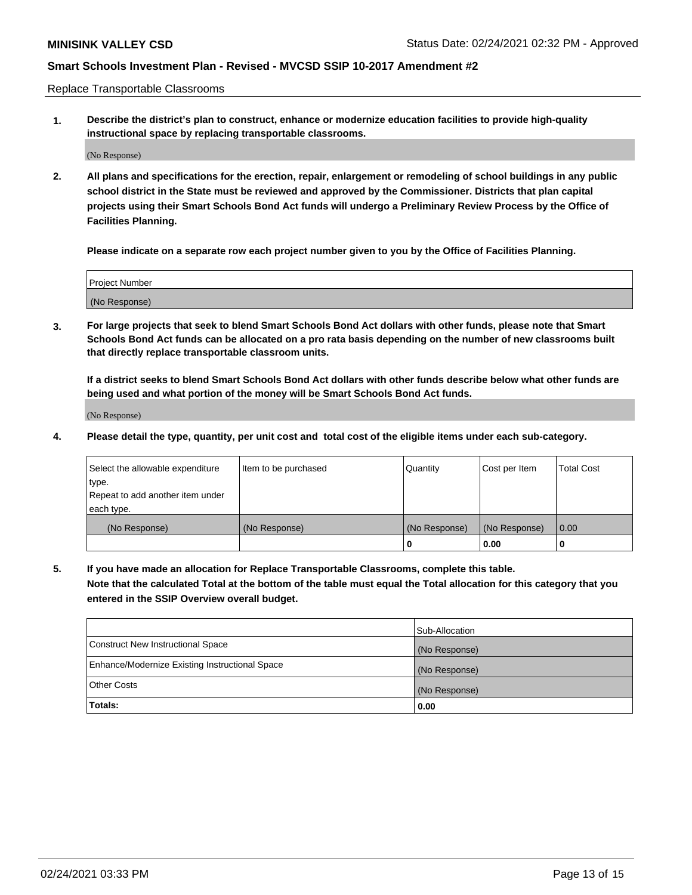Replace Transportable Classrooms

**1. Describe the district's plan to construct, enhance or modernize education facilities to provide high-quality instructional space by replacing transportable classrooms.**

(No Response)

**2. All plans and specifications for the erection, repair, enlargement or remodeling of school buildings in any public school district in the State must be reviewed and approved by the Commissioner. Districts that plan capital projects using their Smart Schools Bond Act funds will undergo a Preliminary Review Process by the Office of Facilities Planning.**

**Please indicate on a separate row each project number given to you by the Office of Facilities Planning.**

| Project Number |
| --- |
| (No Response) |

**3. For large projects that seek to blend Smart Schools Bond Act dollars with other funds, please note that Smart Schools Bond Act funds can be allocated on a pro rata basis depending on the number of new classrooms built that directly replace transportable classroom units.**

**If a district seeks to blend Smart Schools Bond Act dollars with other funds describe below what other funds are being used and what portion of the money will be Smart Schools Bond Act funds.**

(No Response)

**4. Please detail the type, quantity, per unit cost and total cost of the eligible items under each sub-category.**

| Select the allowable expenditure type. Repeat to add another item under each type. | Item to be purchased | Quantity | Cost per Item | Total Cost |
| --- | --- | --- | --- | --- |
| (No Response) | (No Response) | (No Response) | (No Response) | 0.00 |
| | | 0 | 0.00 | 0 |

**5. If you have made an allocation for Replace Transportable Classrooms, complete this table. Note that the calculated Total at the bottom of the table must equal the Total allocation for this category that you entered in the SSIP Overview overall budget.**

| | Sub-Allocation |
| --- | --- |
| Construct New Instructional Space | (No Response) |
| Enhance/Modernize Existing Instructional Space | (No Response) |
| Other Costs | (No Response) |
| **Totals:** | **0.00** |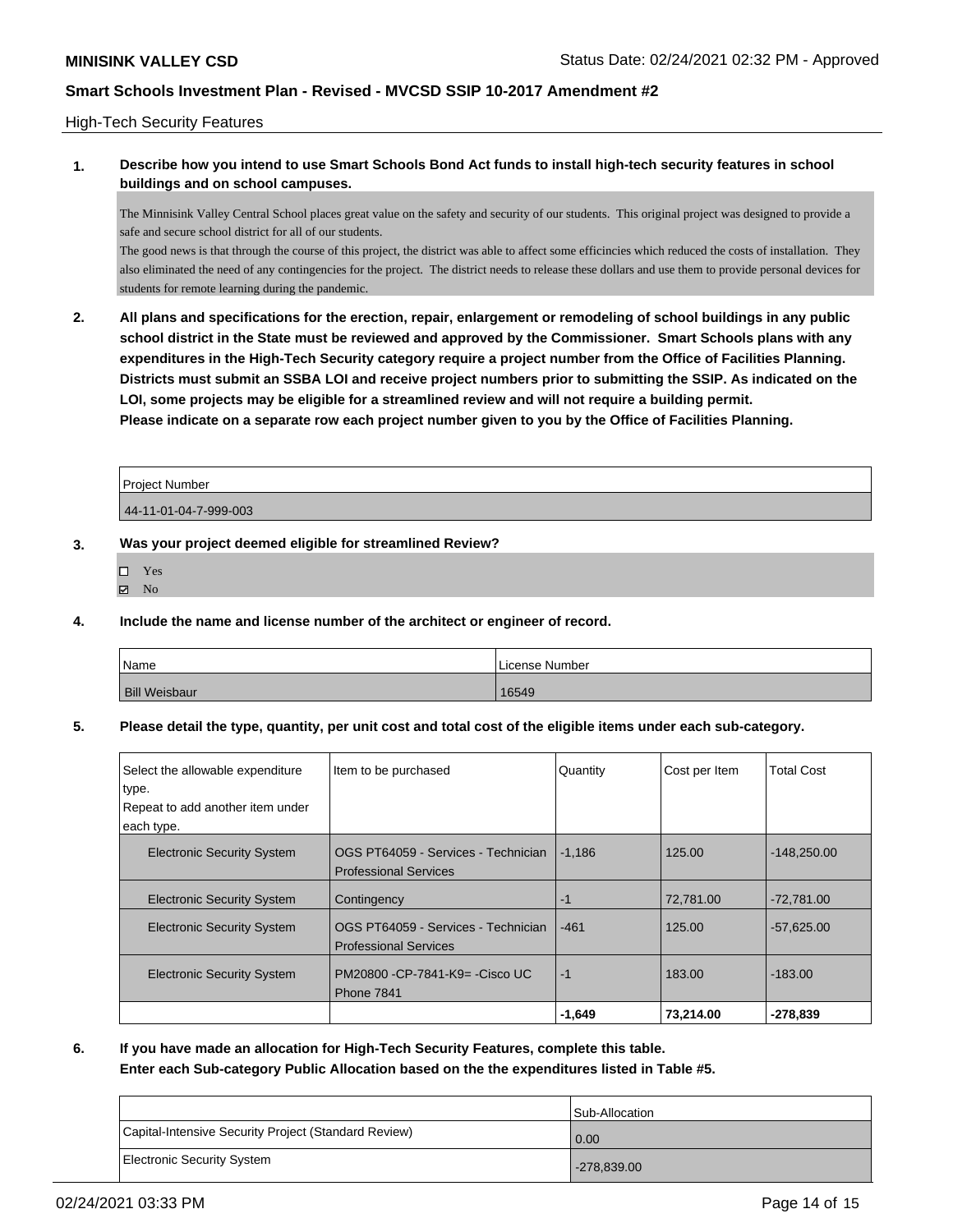High-Tech Security Features

**1. Describe how you intend to use Smart Schools Bond Act funds to install high-tech security features in school buildings and on school campuses.**

The Minnisink Valley Central School places great value on the safety and security of our students. This original project was designed to provide a safe and secure school district for all of our students.
The good news is that through the course of this project, the district was able to affect some efficincies which reduced the costs of installation. They also eliminated the need of any contingencies for the project. The district needs to release these dollars and use them to provide personal devices for students for remote learning during the pandemic.

**2. All plans and specifications for the erection, repair, enlargement or remodeling of school buildings in any public school district in the State must be reviewed and approved by the Commissioner. Smart Schools plans with any expenditures in the High-Tech Security category require a project number from the Office of Facilities Planning. Districts must submit an SSBA LOI and receive project numbers prior to submitting the SSIP. As indicated on the LOI, some projects may be eligible for a streamlined review and will not require a building permit. Please indicate on a separate row each project number given to you by the Office of Facilities Planning.**

| Project Number |
|---|
| 44-11-01-04-7-999-003 |

**3. Was your project deemed eligible for streamlined Review?**

- ☐ Yes
- ☑ No

**4. Include the name and license number of the architect or engineer of record.**

| Name | License Number |
|---|---|
| Bill Weisbaur | 16549 |

**5. Please detail the type, quantity, per unit cost and total cost of the eligible items under each sub-category.**

| Select the allowable expenditure type. Repeat to add another item under each type. | Item to be purchased | Quantity | Cost per Item | Total Cost |
|---|---|---|---|---|
| Electronic Security System | OGS PT64059 - Services - Technician Professional Services | -1,186 | 125.00 | -148,250.00 |
| Electronic Security System | Contingency | -1 | 72,781.00 | -72,781.00 |
| Electronic Security System | OGS PT64059 - Services - Technician Professional Services | -461 | 125.00 | -57,625.00 |
| Electronic Security System | PM20800 -CP-7841-K9= -Cisco UC Phone 7841 | -1 | 183.00 | -183.00 |
| | | **-1,649** | **73,214.00** | **-278,839** |

**6. If you have made an allocation for High-Tech Security Features, complete this table. Enter each Sub-category Public Allocation based on the the expenditures listed in Table #5.**

| | Sub-Allocation |
|---|---|
| Capital-Intensive Security Project (Standard Review) | 0.00 |
| Electronic Security System | -278,839.00 |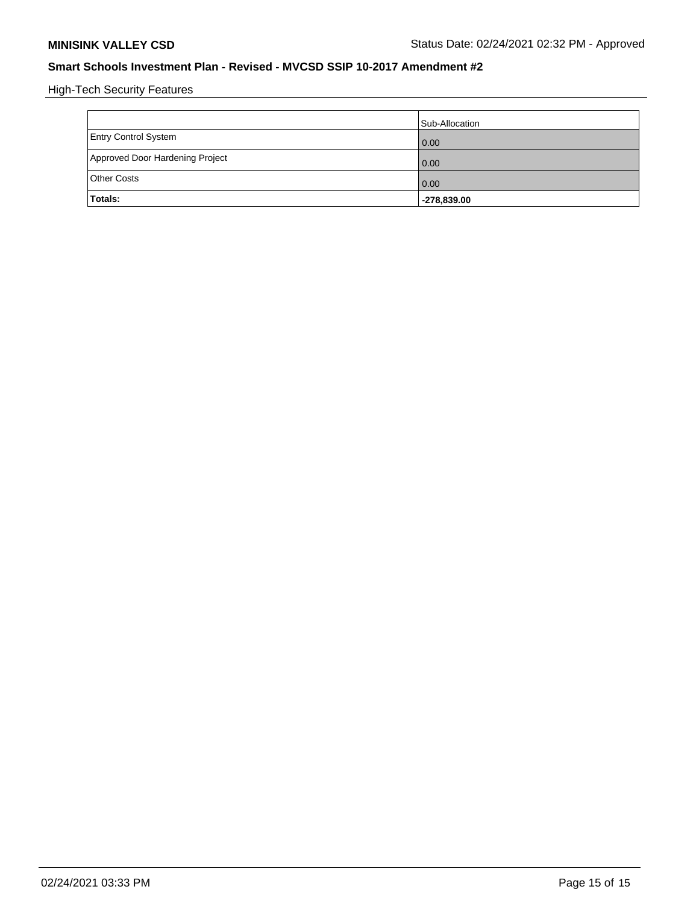High-Tech Security Features

| | Sub-Allocation |
|---|---|
| Entry Control System | 0.00 |
| Approved Door Hardening Project | 0.00 |
| Other Costs | 0.00 |
| **Totals:** | **-278,839.00** |